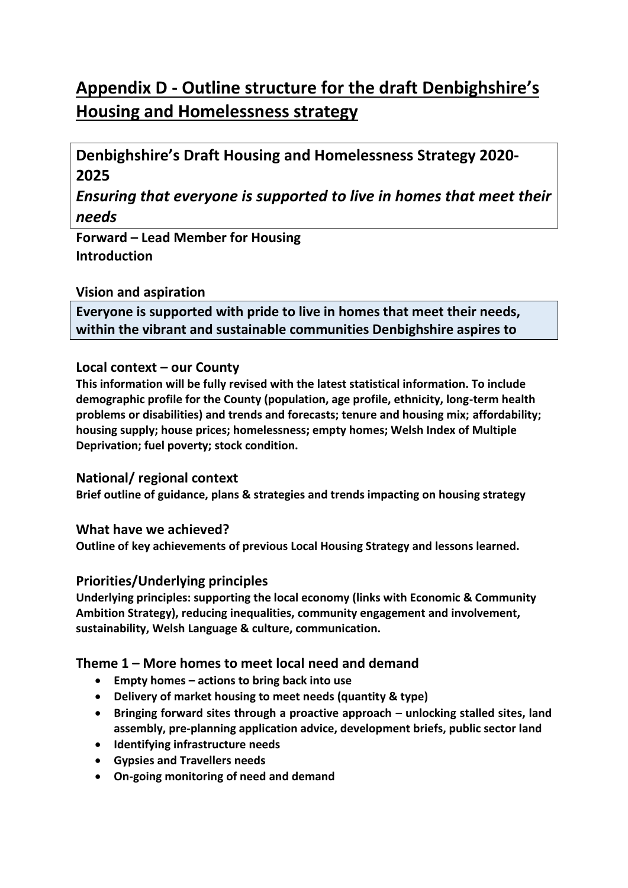# Appendix D - Outline structure for the draft Denbighshire's Housing and Homelessness strategy

## Denbighshire's Draft Housing and Homelessness Strategy 2020-2025

***Ensuring that everyone is supported to live in homes that meet their needs***

**Forward – Lead Member for Housing**
**Introduction**

### Vision and aspiration

**Everyone is supported with pride to live in homes that meet their needs, within the vibrant and sustainable communities Denbighshire aspires to**

### Local context – our County

**This information will be fully revised with the latest statistical information. To include demographic profile for the County (population, age profile, ethnicity, long-term health problems or disabilities) and trends and forecasts; tenure and housing mix; affordability; housing supply; house prices; homelessness; empty homes; Welsh Index of Multiple Deprivation; fuel poverty; stock condition.**

### National/ regional context

**Brief outline of guidance, plans & strategies and trends impacting on housing strategy**

### What have we achieved?

**Outline of key achievements of previous Local Housing Strategy and lessons learned.**

### Priorities/Underlying principles

**Underlying principles: supporting the local economy (links with Economic & Community Ambition Strategy), reducing inequalities, community engagement and involvement, sustainability, Welsh Language & culture, communication.**

### Theme 1 – More homes to meet local need and demand

- **Empty homes – actions to bring back into use**
- **Delivery of market housing to meet needs (quantity & type)**
- **Bringing forward sites through a proactive approach – unlocking stalled sites, land assembly, pre-planning application advice, development briefs, public sector land**
- **Identifying infrastructure needs**
- **Gypsies and Travellers needs**
- **On-going monitoring of need and demand**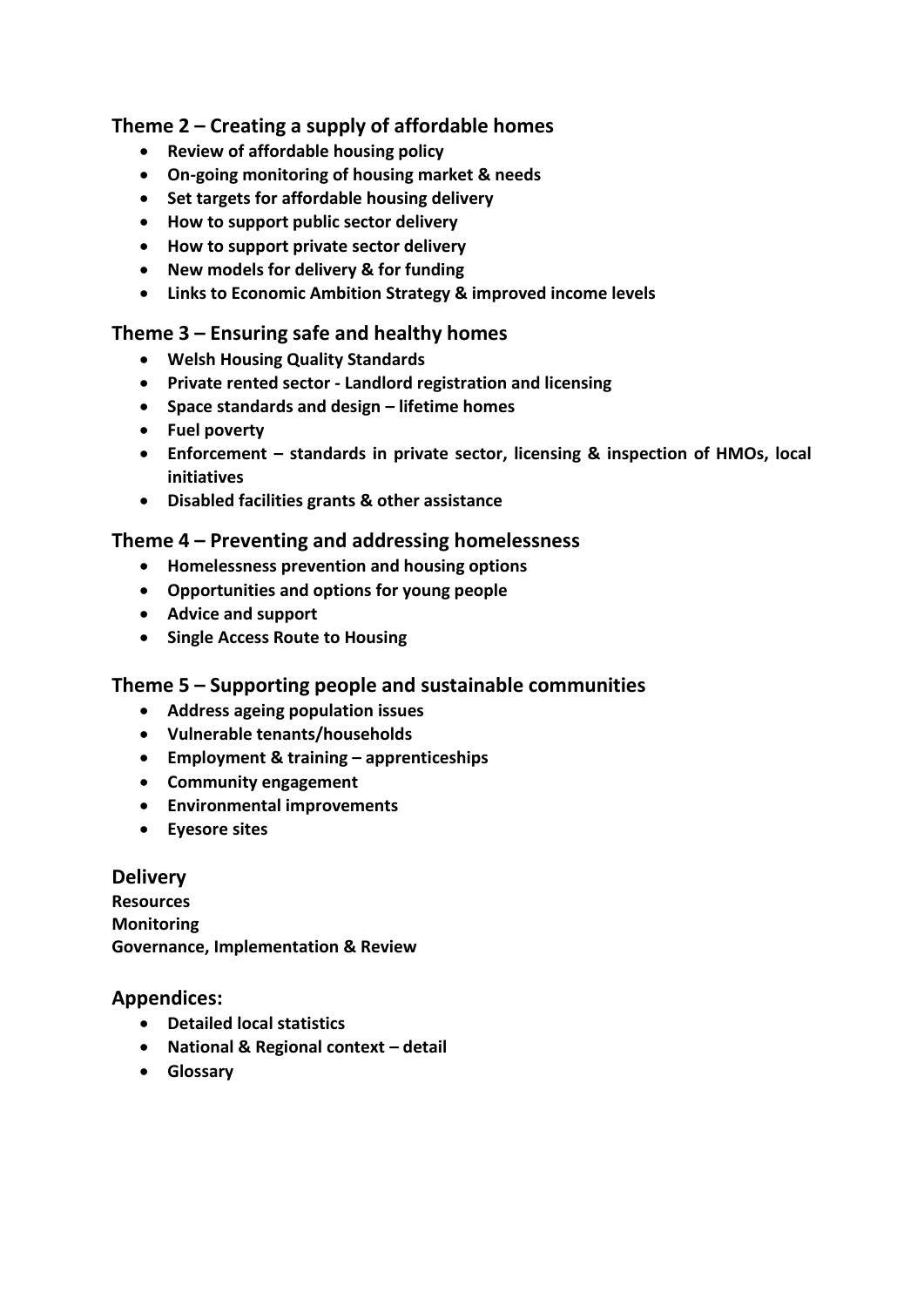## Theme 2 – Creating a supply of affordable homes

- **Review of affordable housing policy**
- **On-going monitoring of housing market & needs**
- **Set targets for affordable housing delivery**
- **How to support public sector delivery**
- **How to support private sector delivery**
- **New models for delivery & for funding**
- **Links to Economic Ambition Strategy & improved income levels**

## Theme 3 – Ensuring safe and healthy homes

- **Welsh Housing Quality Standards**
- **Private rented sector - Landlord registration and licensing**
- **Space standards and design – lifetime homes**
- **Fuel poverty**
- **Enforcement – standards in private sector, licensing & inspection of HMOs, local initiatives**
- **Disabled facilities grants & other assistance**

## Theme 4 – Preventing and addressing homelessness

- **Homelessness prevention and housing options**
- **Opportunities and options for young people**
- **Advice and support**
- **Single Access Route to Housing**

## Theme 5 – Supporting people and sustainable communities

- **Address ageing population issues**
- **Vulnerable tenants/households**
- **Employment & training – apprenticeships**
- **Community engagement**
- **Environmental improvements**
- **Eyesore sites**

## Delivery

**Resources**
**Monitoring**
**Governance, Implementation & Review**

## Appendices:

- **Detailed local statistics**
- **National & Regional context – detail**
- **Glossary**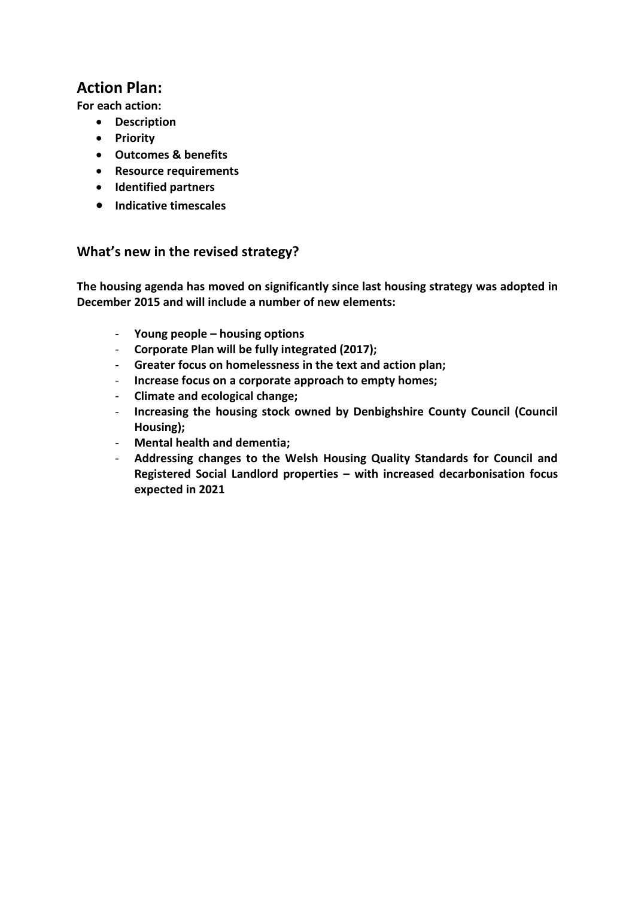## Action Plan:

**For each action:**

- **Description**
- **Priority**
- **Outcomes & benefits**
- **Resource requirements**
- **Identified partners**
- **Indicative timescales**

### What's new in the revised strategy?

**The housing agenda has moved on significantly since last housing strategy was adopted in December 2015 and will include a number of new elements:**

- **Young people – housing options**
- **Corporate Plan will be fully integrated (2017);**
- **Greater focus on homelessness in the text and action plan;**
- **Increase focus on a corporate approach to empty homes;**
- **Climate and ecological change;**
- **Increasing the housing stock owned by Denbighshire County Council (Council Housing);**
- **Mental health and dementia;**
- **Addressing changes to the Welsh Housing Quality Standards for Council and Registered Social Landlord properties – with increased decarbonisation focus expected in 2021**